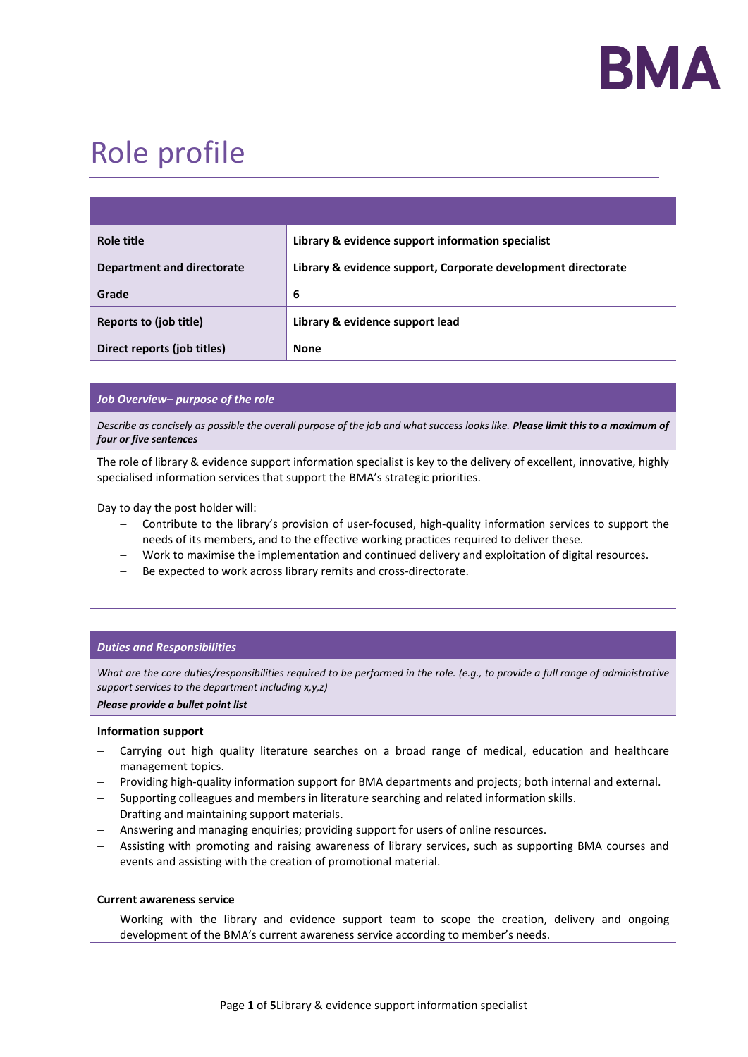# Role profile

| | |
|---|---|
| **Role title** | **Library & evidence support information specialist** |
| **Department and directorate** | **Library & evidence support, Corporate development directorate** |
| **Grade** | **6** |
| **Reports to (job title)** | **Library & evidence support lead** |
| **Direct reports (job titles)** | **None** |

### *Job Overview– purpose of the role*

*Describe as concisely as possible the overall purpose of the job and what success looks like.* ***Please limit this to a maximum of four or five sentences***

The role of library & evidence support information specialist is key to the delivery of excellent, innovative, highly specialised information services that support the BMA's strategic priorities.

Day to day the post holder will:

- Contribute to the library's provision of user-focused, high-quality information services to support the needs of its members, and to the effective working practices required to deliver these.
- Work to maximise the implementation and continued delivery and exploitation of digital resources.
- Be expected to work across library remits and cross-directorate.

### *Duties and Responsibilities*

*What are the core duties/responsibilities required to be performed in the role. (e.g., to provide a full range of administrative support services to the department including x,y,z)*

***Please provide a bullet point list***

**Information support**

- Carrying out high quality literature searches on a broad range of medical, education and healthcare management topics.
- Providing high-quality information support for BMA departments and projects; both internal and external.
- Supporting colleagues and members in literature searching and related information skills.
- Drafting and maintaining support materials.
- Answering and managing enquiries; providing support for users of online resources.
- Assisting with promoting and raising awareness of library services, such as supporting BMA courses and events and assisting with the creation of promotional material.

**Current awareness service**

- Working with the library and evidence support team to scope the creation, delivery and ongoing development of the BMA's current awareness service according to member's needs.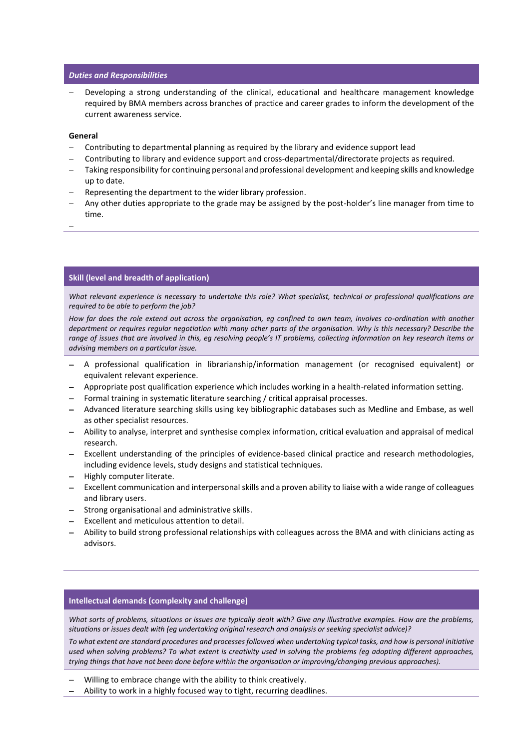## *Duties and Responsibilities*

- Developing a strong understanding of the clinical, educational and healthcare management knowledge required by BMA members across branches of practice and career grades to inform the development of the current awareness service.

**General**

- Contributing to departmental planning as required by the library and evidence support lead
- Contributing to library and evidence support and cross-departmental/directorate projects as required.
- Taking responsibility for continuing personal and professional development and keeping skills and knowledge up to date.
- Representing the department to the wider library profession.
- Any other duties appropriate to the grade may be assigned by the post-holder's line manager from time to time.

## Skill (level and breadth of application)

*What relevant experience is necessary to undertake this role? What specialist, technical or professional qualifications are required to be able to perform the job?*

*How far does the role extend out across the organisation, eg confined to own team, involves co-ordination with another department or requires regular negotiation with many other parts of the organisation. Why is this necessary? Describe the range of issues that are involved in this, eg resolving people's IT problems, collecting information on key research items or advising members on a particular issue.*

- A professional qualification in librarianship/information management (or recognised equivalent) or equivalent relevant experience.
- Appropriate post qualification experience which includes working in a health-related information setting.
- Formal training in systematic literature searching / critical appraisal processes.
- Advanced literature searching skills using key bibliographic databases such as Medline and Embase, as well as other specialist resources.
- Ability to analyse, interpret and synthesise complex information, critical evaluation and appraisal of medical research.
- Excellent understanding of the principles of evidence-based clinical practice and research methodologies, including evidence levels, study designs and statistical techniques.
- Highly computer literate.
- Excellent communication and interpersonal skills and a proven ability to liaise with a wide range of colleagues and library users.
- Strong organisational and administrative skills.
- Excellent and meticulous attention to detail.
- Ability to build strong professional relationships with colleagues across the BMA and with clinicians acting as advisors.

## Intellectual demands (complexity and challenge)

*What sorts of problems, situations or issues are typically dealt with? Give any illustrative examples. How are the problems, situations or issues dealt with (eg undertaking original research and analysis or seeking specialist advice)?*

*To what extent are standard procedures and processes followed when undertaking typical tasks, and how is personal initiative used when solving problems? To what extent is creativity used in solving the problems (eg adopting different approaches, trying things that have not been done before within the organisation or improving/changing previous approaches).*

- Willing to embrace change with the ability to think creatively.
- Ability to work in a highly focused way to tight, recurring deadlines.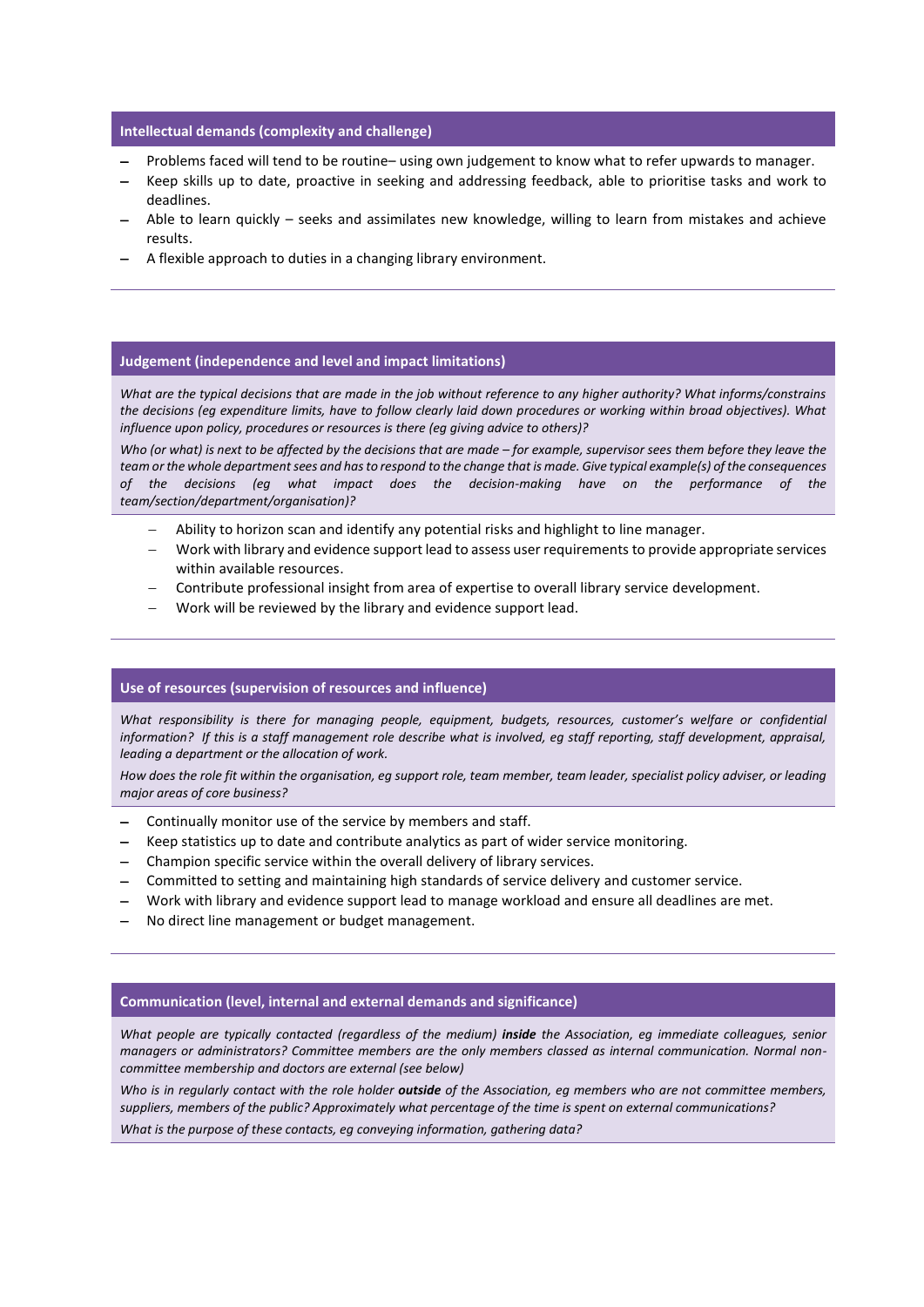## Intellectual demands (complexity and challenge)

- Problems faced will tend to be routine– using own judgement to know what to refer upwards to manager.
- Keep skills up to date, proactive in seeking and addressing feedback, able to prioritise tasks and work to deadlines.
- Able to learn quickly – seeks and assimilates new knowledge, willing to learn from mistakes and achieve results.
- A flexible approach to duties in a changing library environment.

## Judgement (independence and level and impact limitations)

*What are the typical decisions that are made in the job without reference to any higher authority? What informs/constrains the decisions (eg expenditure limits, have to follow clearly laid down procedures or working within broad objectives). What influence upon policy, procedures or resources is there (eg giving advice to others)?*

*Who (or what) is next to be affected by the decisions that are made – for example, supervisor sees them before they leave the team or the whole department sees and has to respond to the change that is made. Give typical example(s) of the consequences of the decisions (eg what impact does the decision-making have on the performance of the team/section/department/organisation)?*

- Ability to horizon scan and identify any potential risks and highlight to line manager.
- Work with library and evidence support lead to assess user requirements to provide appropriate services within available resources.
- Contribute professional insight from area of expertise to overall library service development.
- Work will be reviewed by the library and evidence support lead.

## Use of resources (supervision of resources and influence)

*What responsibility is there for managing people, equipment, budgets, resources, customer's welfare or confidential information? If this is a staff management role describe what is involved, eg staff reporting, staff development, appraisal, leading a department or the allocation of work.*

*How does the role fit within the organisation, eg support role, team member, team leader, specialist policy adviser, or leading major areas of core business?*

- Continually monitor use of the service by members and staff.
- Keep statistics up to date and contribute analytics as part of wider service monitoring.
- Champion specific service within the overall delivery of library services.
- Committed to setting and maintaining high standards of service delivery and customer service.
- Work with library and evidence support lead to manage workload and ensure all deadlines are met.
- No direct line management or budget management.

## Communication (level, internal and external demands and significance)

*What people are typically contacted (regardless of the medium)* ***inside*** *the Association, eg immediate colleagues, senior managers or administrators? Committee members are the only members classed as internal communication. Normal non-committee membership and doctors are external (see below)*

*Who is in regularly contact with the role holder* ***outside*** *of the Association, eg members who are not committee members, suppliers, members of the public? Approximately what percentage of the time is spent on external communications?*

*What is the purpose of these contacts, eg conveying information, gathering data?*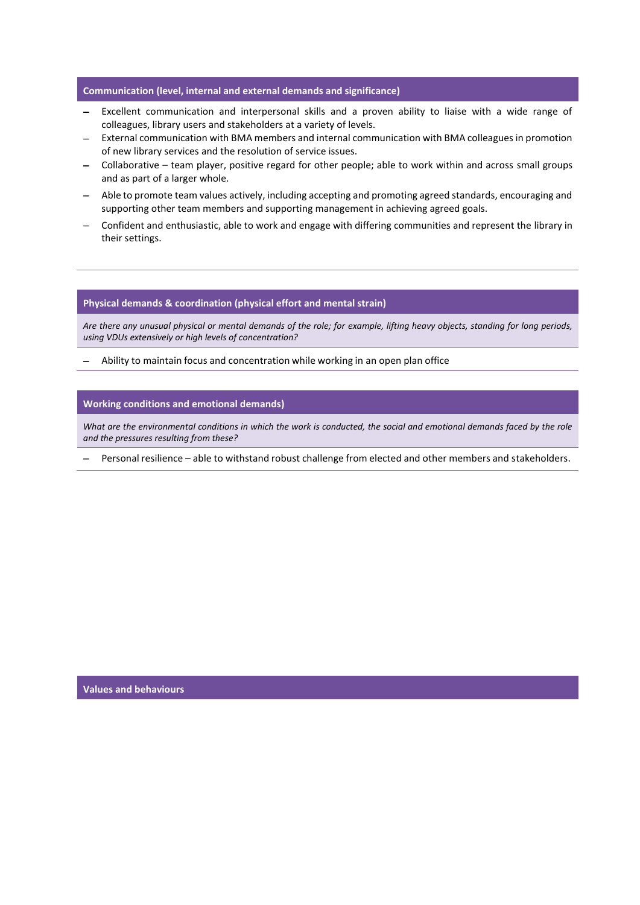## Communication (level, internal and external demands and significance)

- Excellent communication and interpersonal skills and a proven ability to liaise with a wide range of colleagues, library users and stakeholders at a variety of levels.
- External communication with BMA members and internal communication with BMA colleagues in promotion of new library services and the resolution of service issues.
- Collaborative – team player, positive regard for other people; able to work within and across small groups and as part of a larger whole.
- Able to promote team values actively, including accepting and promoting agreed standards, encouraging and supporting other team members and supporting management in achieving agreed goals.
- Confident and enthusiastic, able to work and engage with differing communities and represent the library in their settings.

## Physical demands & coordination (physical effort and mental strain)

*Are there any unusual physical or mental demands of the role; for example, lifting heavy objects, standing for long periods, using VDUs extensively or high levels of concentration?*

- Ability to maintain focus and concentration while working in an open plan office

## Working conditions and emotional demands)

*What are the environmental conditions in which the work is conducted, the social and emotional demands faced by the role and the pressures resulting from these?*

- Personal resilience – able to withstand robust challenge from elected and other members and stakeholders.

## Values and behaviours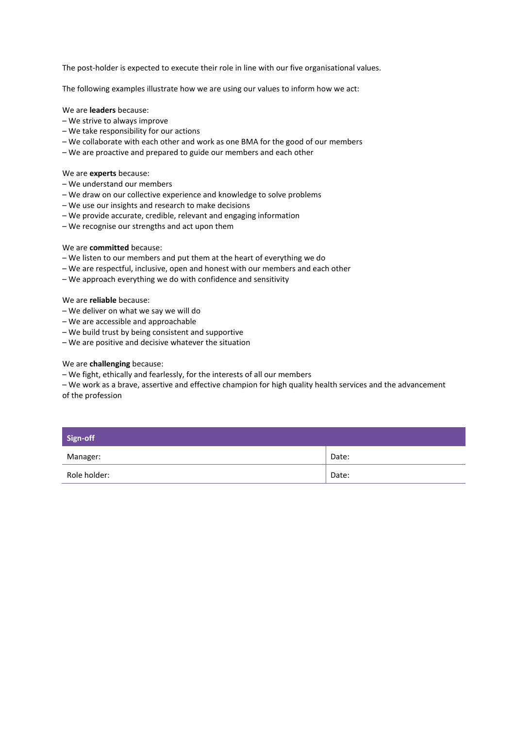The post-holder is expected to execute their role in line with our five organisational values.

The following examples illustrate how we are using our values to inform how we act:

We are **leaders** because:

– We strive to always improve
– We take responsibility for our actions
– We collaborate with each other and work as one BMA for the good of our members
– We are proactive and prepared to guide our members and each other

We are **experts** because:

– We understand our members
– We draw on our collective experience and knowledge to solve problems
– We use our insights and research to make decisions
– We provide accurate, credible, relevant and engaging information
– We recognise our strengths and act upon them

We are **committed** because:

– We listen to our members and put them at the heart of everything we do
– We are respectful, inclusive, open and honest with our members and each other
– We approach everything we do with confidence and sensitivity

We are **reliable** because:

– We deliver on what we say we will do
– We are accessible and approachable
– We build trust by being consistent and supportive
– We are positive and decisive whatever the situation

We are **challenging** because:

– We fight, ethically and fearlessly, for the interests of all our members
– We work as a brave, assertive and effective champion for high quality health services and the advancement of the profession

| Sign-off | |
|---|---|
| Manager: | Date: |
| Role holder: | Date: |